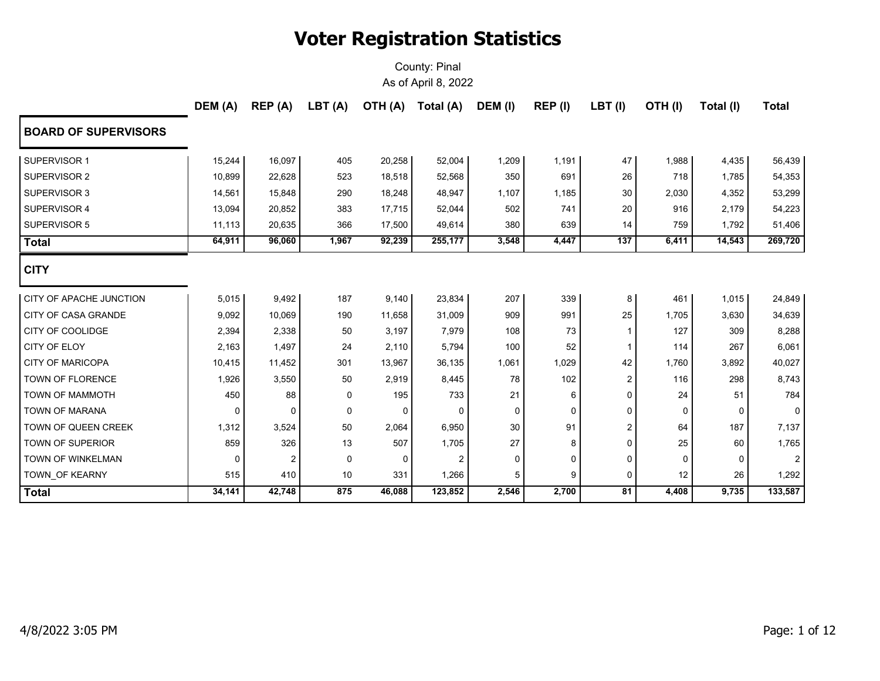# Voter Registration Statistics

County: Pinal
As of April 8, 2022

| | DEM (A) | REP (A) | LBT (A) | OTH (A) | Total (A) | DEM (I) | REP (I) | LBT (I) | OTH (I) | Total (I) | Total |
|---|---|---|---|---|---|---|---|---|---|---|---|
| **BOARD OF SUPERVISORS** | | | | | | | | | | | |
| SUPERVISOR 1 | 15,244 | 16,097 | 405 | 20,258 | 52,004 | 1,209 | 1,191 | 47 | 1,988 | 4,435 | 56,439 |
| SUPERVISOR 2 | 10,899 | 22,628 | 523 | 18,518 | 52,568 | 350 | 691 | 26 | 718 | 1,785 | 54,353 |
| SUPERVISOR 3 | 14,561 | 15,848 | 290 | 18,248 | 48,947 | 1,107 | 1,185 | 30 | 2,030 | 4,352 | 53,299 |
| SUPERVISOR 4 | 13,094 | 20,852 | 383 | 17,715 | 52,044 | 502 | 741 | 20 | 916 | 2,179 | 54,223 |
| SUPERVISOR 5 | 11,113 | 20,635 | 366 | 17,500 | 49,614 | 380 | 639 | 14 | 759 | 1,792 | 51,406 |
| **Total** | **64,911** | **96,060** | **1,967** | **92,239** | **255,177** | **3,548** | **4,447** | **137** | **6,411** | **14,543** | **269,720** |
| **CITY** | | | | | | | | | | | |
| CITY OF APACHE JUNCTION | 5,015 | 9,492 | 187 | 9,140 | 23,834 | 207 | 339 | 8 | 461 | 1,015 | 24,849 |
| CITY OF CASA GRANDE | 9,092 | 10,069 | 190 | 11,658 | 31,009 | 909 | 991 | 25 | 1,705 | 3,630 | 34,639 |
| CITY OF COOLIDGE | 2,394 | 2,338 | 50 | 3,197 | 7,979 | 108 | 73 | 1 | 127 | 309 | 8,288 |
| CITY OF ELOY | 2,163 | 1,497 | 24 | 2,110 | 5,794 | 100 | 52 | 1 | 114 | 267 | 6,061 |
| CITY OF MARICOPA | 10,415 | 11,452 | 301 | 13,967 | 36,135 | 1,061 | 1,029 | 42 | 1,760 | 3,892 | 40,027 |
| TOWN OF FLORENCE | 1,926 | 3,550 | 50 | 2,919 | 8,445 | 78 | 102 | 2 | 116 | 298 | 8,743 |
| TOWN OF MAMMOTH | 450 | 88 | 0 | 195 | 733 | 21 | 6 | 0 | 24 | 51 | 784 |
| TOWN OF MARANA | 0 | 0 | 0 | 0 | 0 | 0 | 0 | 0 | 0 | 0 | 0 |
| TOWN OF QUEEN CREEK | 1,312 | 3,524 | 50 | 2,064 | 6,950 | 30 | 91 | 2 | 64 | 187 | 7,137 |
| TOWN OF SUPERIOR | 859 | 326 | 13 | 507 | 1,705 | 27 | 8 | 0 | 25 | 60 | 1,765 |
| TOWN OF WINKELMAN | 0 | 2 | 0 | 0 | 2 | 0 | 0 | 0 | 0 | 0 | 2 |
| TOWN_OF KEARNY | 515 | 410 | 10 | 331 | 1,266 | 5 | 9 | 0 | 12 | 26 | 1,292 |
| **Total** | **34,141** | **42,748** | **875** | **46,088** | **123,852** | **2,546** | **2,700** | **81** | **4,408** | **9,735** | **133,587** |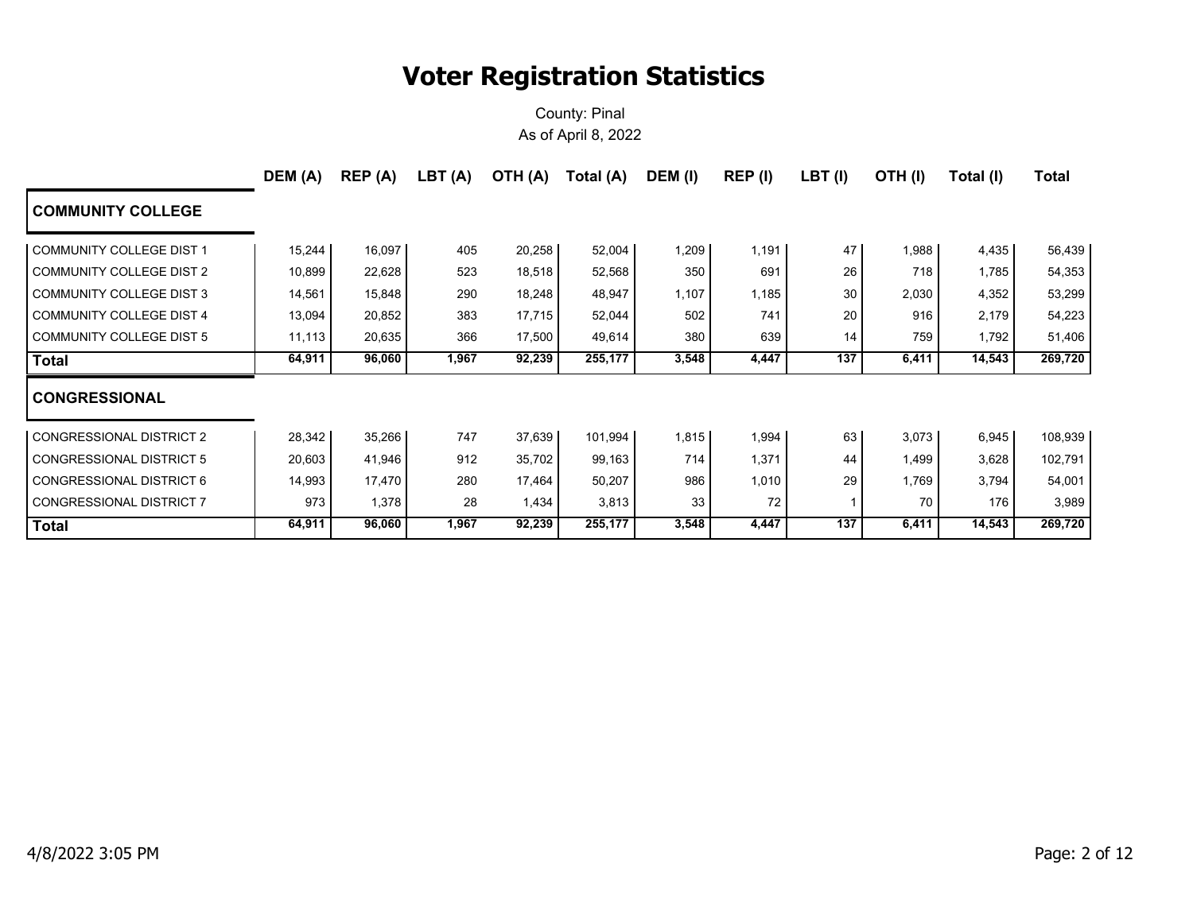# Voter Registration Statistics

County: Pinal

As of April 8, 2022

| | DEM (A) | REP (A) | LBT (A) | OTH (A) | Total (A) | DEM (I) | REP (I) | LBT (I) | OTH (I) | Total (I) | Total |
|---|---|---|---|---|---|---|---|---|---|---|---|
| **COMMUNITY COLLEGE** | | | | | | | | | | | |
| COMMUNITY COLLEGE DIST 1 | 15,244 | 16,097 | 405 | 20,258 | 52,004 | 1,209 | 1,191 | 47 | 1,988 | 4,435 | 56,439 |
| COMMUNITY COLLEGE DIST 2 | 10,899 | 22,628 | 523 | 18,518 | 52,568 | 350 | 691 | 26 | 718 | 1,785 | 54,353 |
| COMMUNITY COLLEGE DIST 3 | 14,561 | 15,848 | 290 | 18,248 | 48,947 | 1,107 | 1,185 | 30 | 2,030 | 4,352 | 53,299 |
| COMMUNITY COLLEGE DIST 4 | 13,094 | 20,852 | 383 | 17,715 | 52,044 | 502 | 741 | 20 | 916 | 2,179 | 54,223 |
| COMMUNITY COLLEGE DIST 5 | 11,113 | 20,635 | 366 | 17,500 | 49,614 | 380 | 639 | 14 | 759 | 1,792 | 51,406 |
| **Total** | **64,911** | **96,060** | **1,967** | **92,239** | **255,177** | **3,548** | **4,447** | **137** | **6,411** | **14,543** | **269,720** |
| **CONGRESSIONAL** | | | | | | | | | | | |
| CONGRESSIONAL DISTRICT 2 | 28,342 | 35,266 | 747 | 37,639 | 101,994 | 1,815 | 1,994 | 63 | 3,073 | 6,945 | 108,939 |
| CONGRESSIONAL DISTRICT 5 | 20,603 | 41,946 | 912 | 35,702 | 99,163 | 714 | 1,371 | 44 | 1,499 | 3,628 | 102,791 |
| CONGRESSIONAL DISTRICT 6 | 14,993 | 17,470 | 280 | 17,464 | 50,207 | 986 | 1,010 | 29 | 1,769 | 3,794 | 54,001 |
| CONGRESSIONAL DISTRICT 7 | 973 | 1,378 | 28 | 1,434 | 3,813 | 33 | 72 | 1 | 70 | 176 | 3,989 |
| **Total** | **64,911** | **96,060** | **1,967** | **92,239** | **255,177** | **3,548** | **4,447** | **137** | **6,411** | **14,543** | **269,720** |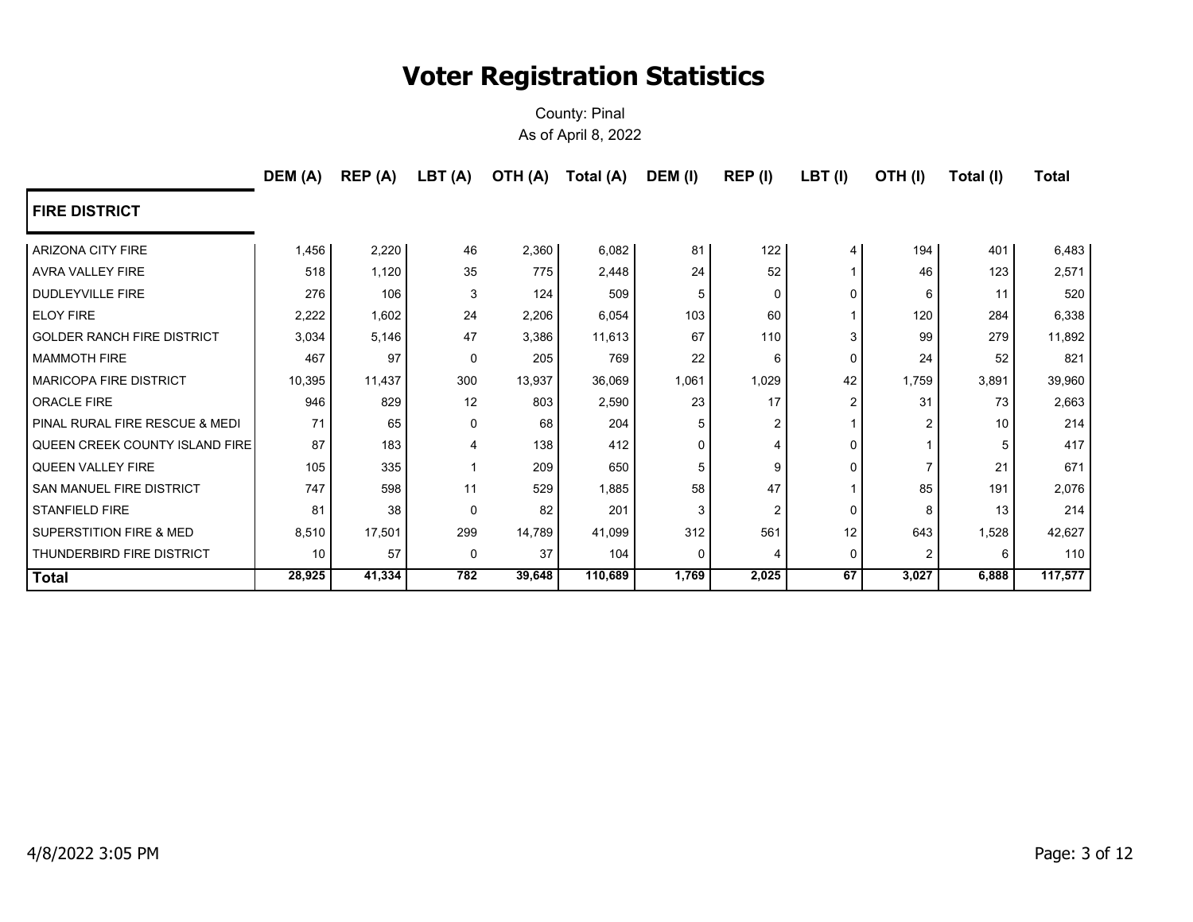# Voter Registration Statistics

County: Pinal

As of April 8, 2022

| FIRE DISTRICT | DEM (A) | REP (A) | LBT (A) | OTH (A) | Total (A) | DEM (I) | REP (I) | LBT (I) | OTH (I) | Total (I) | Total |
|---|---|---|---|---|---|---|---|---|---|---|---|
| ARIZONA CITY FIRE | 1,456 | 2,220 | 46 | 2,360 | 6,082 | 81 | 122 | 4 | 194 | 401 | 6,483 |
| AVRA VALLEY FIRE | 518 | 1,120 | 35 | 775 | 2,448 | 24 | 52 | 1 | 46 | 123 | 2,571 |
| DUDLEYVILLE FIRE | 276 | 106 | 3 | 124 | 509 | 5 | 0 | 0 | 6 | 11 | 520 |
| ELOY FIRE | 2,222 | 1,602 | 24 | 2,206 | 6,054 | 103 | 60 | 1 | 120 | 284 | 6,338 |
| GOLDER RANCH FIRE DISTRICT | 3,034 | 5,146 | 47 | 3,386 | 11,613 | 67 | 110 | 3 | 99 | 279 | 11,892 |
| MAMMOTH FIRE | 467 | 97 | 0 | 205 | 769 | 22 | 6 | 0 | 24 | 52 | 821 |
| MARICOPA FIRE DISTRICT | 10,395 | 11,437 | 300 | 13,937 | 36,069 | 1,061 | 1,029 | 42 | 1,759 | 3,891 | 39,960 |
| ORACLE FIRE | 946 | 829 | 12 | 803 | 2,590 | 23 | 17 | 2 | 31 | 73 | 2,663 |
| PINAL RURAL FIRE RESCUE & MEDI | 71 | 65 | 0 | 68 | 204 | 5 | 2 | 1 | 2 | 10 | 214 |
| QUEEN CREEK COUNTY ISLAND FIRE | 87 | 183 | 4 | 138 | 412 | 0 | 4 | 0 | 1 | 5 | 417 |
| QUEEN VALLEY FIRE | 105 | 335 | 1 | 209 | 650 | 5 | 9 | 0 | 7 | 21 | 671 |
| SAN MANUEL FIRE DISTRICT | 747 | 598 | 11 | 529 | 1,885 | 58 | 47 | 1 | 85 | 191 | 2,076 |
| STANFIELD FIRE | 81 | 38 | 0 | 82 | 201 | 3 | 2 | 0 | 8 | 13 | 214 |
| SUPERSTITION FIRE & MED | 8,510 | 17,501 | 299 | 14,789 | 41,099 | 312 | 561 | 12 | 643 | 1,528 | 42,627 |
| THUNDERBIRD FIRE DISTRICT | 10 | 57 | 0 | 37 | 104 | 0 | 4 | 0 | 2 | 6 | 110 |
| **Total** | **28,925** | **41,334** | **782** | **39,648** | **110,689** | **1,769** | **2,025** | **67** | **3,027** | **6,888** | **117,577** |

4/8/2022 3:05 PM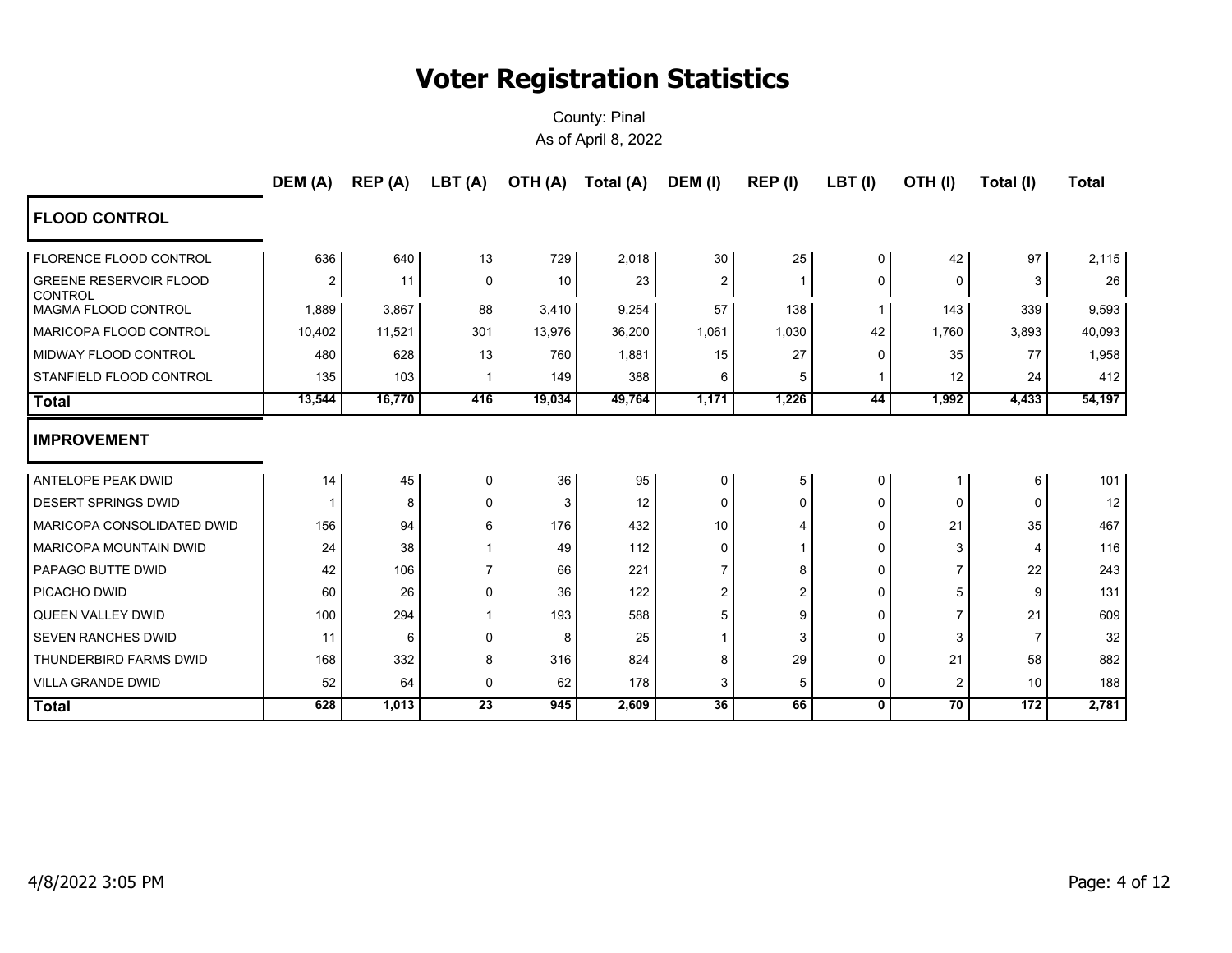# Voter Registration Statistics

County: Pinal
As of April 8, 2022

| | DEM (A) | REP (A) | LBT (A) | OTH (A) | Total (A) | DEM (I) | REP (I) | LBT (I) | OTH (I) | Total (I) | Total |
|---|---|---|---|---|---|---|---|---|---|---|---|
| **FLOOD CONTROL** | | | | | | | | | | | |
| FLORENCE FLOOD CONTROL | 636 | 640 | 13 | 729 | 2,018 | 30 | 25 | 0 | 42 | 97 | 2,115 |
| GREENE RESERVOIR FLOOD CONTROL | 2 | 11 | 0 | 10 | 23 | 2 | 1 | 0 | 0 | 3 | 26 |
| MAGMA FLOOD CONTROL | 1,889 | 3,867 | 88 | 3,410 | 9,254 | 57 | 138 | 1 | 143 | 339 | 9,593 |
| MARICOPA FLOOD CONTROL | 10,402 | 11,521 | 301 | 13,976 | 36,200 | 1,061 | 1,030 | 42 | 1,760 | 3,893 | 40,093 |
| MIDWAY FLOOD CONTROL | 480 | 628 | 13 | 760 | 1,881 | 15 | 27 | 0 | 35 | 77 | 1,958 |
| STANFIELD FLOOD CONTROL | 135 | 103 | 1 | 149 | 388 | 6 | 5 | 1 | 12 | 24 | 412 |
| **Total** | **13,544** | **16,770** | **416** | **19,034** | **49,764** | **1,171** | **1,226** | **44** | **1,992** | **4,433** | **54,197** |
| **IMPROVEMENT** | | | | | | | | | | | |
| ANTELOPE PEAK DWID | 14 | 45 | 0 | 36 | 95 | 0 | 5 | 0 | 1 | 6 | 101 |
| DESERT SPRINGS DWID | 1 | 8 | 0 | 3 | 12 | 0 | 0 | 0 | 0 | 0 | 12 |
| MARICOPA CONSOLIDATED DWID | 156 | 94 | 6 | 176 | 432 | 10 | 4 | 0 | 21 | 35 | 467 |
| MARICOPA MOUNTAIN DWID | 24 | 38 | 1 | 49 | 112 | 0 | 1 | 0 | 3 | 4 | 116 |
| PAPAGO BUTTE DWID | 42 | 106 | 7 | 66 | 221 | 7 | 8 | 0 | 7 | 22 | 243 |
| PICACHO DWID | 60 | 26 | 0 | 36 | 122 | 2 | 2 | 0 | 5 | 9 | 131 |
| QUEEN VALLEY DWID | 100 | 294 | 1 | 193 | 588 | 5 | 9 | 0 | 7 | 21 | 609 |
| SEVEN RANCHES DWID | 11 | 6 | 0 | 8 | 25 | 1 | 3 | 0 | 3 | 7 | 32 |
| THUNDERBIRD FARMS DWID | 168 | 332 | 8 | 316 | 824 | 8 | 29 | 0 | 21 | 58 | 882 |
| VILLA GRANDE DWID | 52 | 64 | 0 | 62 | 178 | 3 | 5 | 0 | 2 | 10 | 188 |
| **Total** | **628** | **1,013** | **23** | **945** | **2,609** | **36** | **66** | **0** | **70** | **172** | **2,781** |

4/8/2022 3:05 PM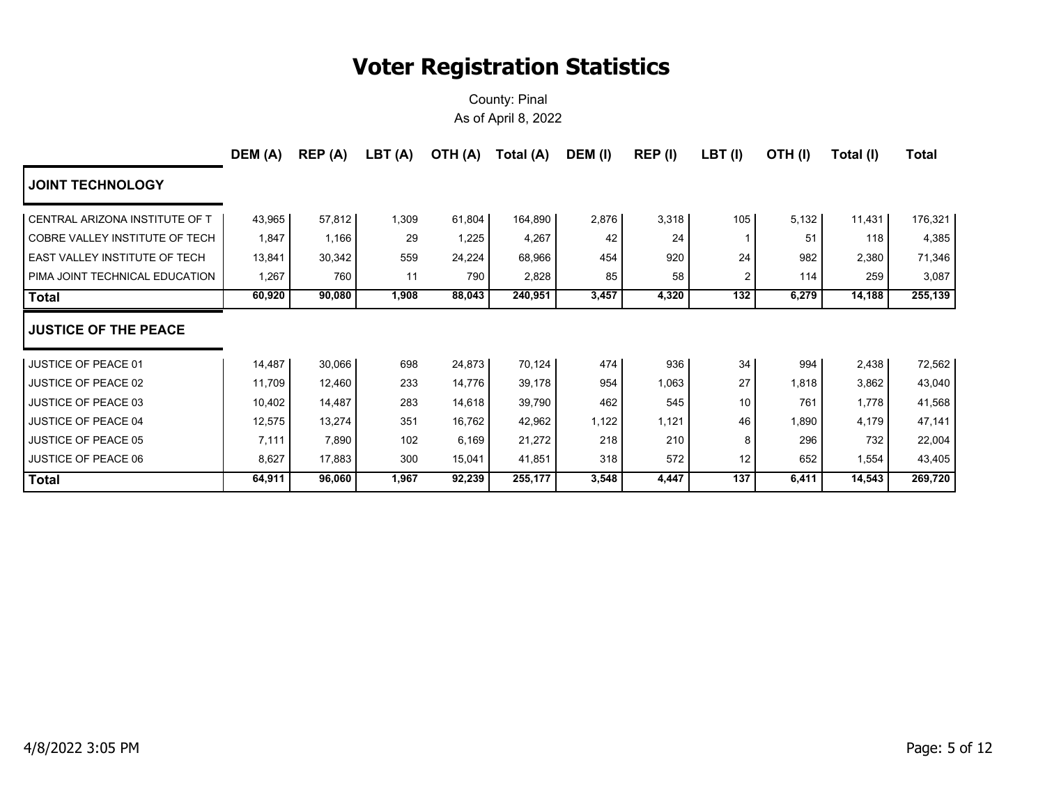# Voter Registration Statistics

County: Pinal
As of April 8, 2022

| | DEM (A) | REP (A) | LBT (A) | OTH (A) | Total (A) | DEM (I) | REP (I) | LBT (I) | OTH (I) | Total (I) | Total |
|---|---|---|---|---|---|---|---|---|---|---|---|
| **JOINT TECHNOLOGY** | | | | | | | | | | | |
| CENTRAL ARIZONA INSTITUTE OF T | 43,965 | 57,812 | 1,309 | 61,804 | 164,890 | 2,876 | 3,318 | 105 | 5,132 | 11,431 | 176,321 |
| COBRE VALLEY INSTITUTE OF TECH | 1,847 | 1,166 | 29 | 1,225 | 4,267 | 42 | 24 | 1 | 51 | 118 | 4,385 |
| EAST VALLEY INSTITUTE OF TECH | 13,841 | 30,342 | 559 | 24,224 | 68,966 | 454 | 920 | 24 | 982 | 2,380 | 71,346 |
| PIMA JOINT TECHNICAL EDUCATION | 1,267 | 760 | 11 | 790 | 2,828 | 85 | 58 | 2 | 114 | 259 | 3,087 |
| **Total** | **60,920** | **90,080** | **1,908** | **88,043** | **240,951** | **3,457** | **4,320** | **132** | **6,279** | **14,188** | **255,139** |
| **JUSTICE OF THE PEACE** | | | | | | | | | | | |
| JUSTICE OF PEACE 01 | 14,487 | 30,066 | 698 | 24,873 | 70,124 | 474 | 936 | 34 | 994 | 2,438 | 72,562 |
| JUSTICE OF PEACE 02 | 11,709 | 12,460 | 233 | 14,776 | 39,178 | 954 | 1,063 | 27 | 1,818 | 3,862 | 43,040 |
| JUSTICE OF PEACE 03 | 10,402 | 14,487 | 283 | 14,618 | 39,790 | 462 | 545 | 10 | 761 | 1,778 | 41,568 |
| JUSTICE OF PEACE 04 | 12,575 | 13,274 | 351 | 16,762 | 42,962 | 1,122 | 1,121 | 46 | 1,890 | 4,179 | 47,141 |
| JUSTICE OF PEACE 05 | 7,111 | 7,890 | 102 | 6,169 | 21,272 | 218 | 210 | 8 | 296 | 732 | 22,004 |
| JUSTICE OF PEACE 06 | 8,627 | 17,883 | 300 | 15,041 | 41,851 | 318 | 572 | 12 | 652 | 1,554 | 43,405 |
| **Total** | **64,911** | **96,060** | **1,967** | **92,239** | **255,177** | **3,548** | **4,447** | **137** | **6,411** | **14,543** | **269,720** |

4/8/2022 3:05 PM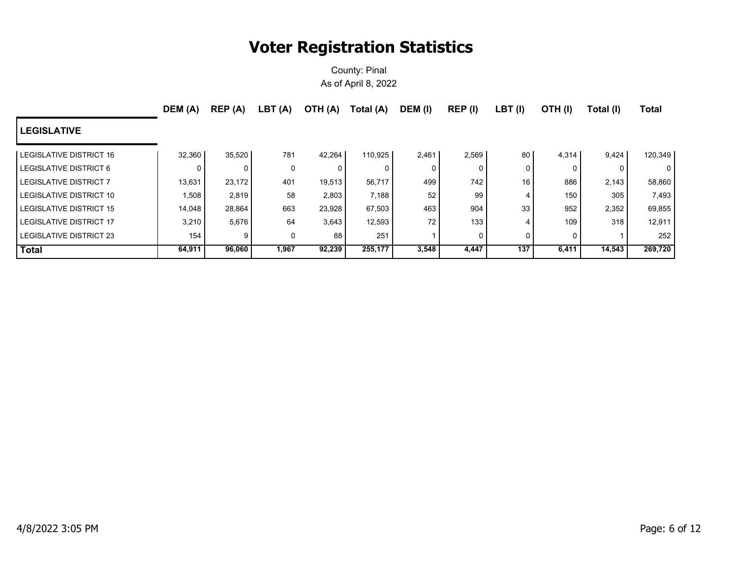# Voter Registration Statistics

County: Pinal

As of April 8, 2022

| | DEM (A) | REP (A) | LBT (A) | OTH (A) | Total (A) | DEM (I) | REP (I) | LBT (I) | OTH (I) | Total (I) | Total |
|---|---|---|---|---|---|---|---|---|---|---|---|
| **LEGISLATIVE** | | | | | | | | | | | |
| LEGISLATIVE DISTRICT 16 | 32,360 | 35,520 | 781 | 42,264 | 110,925 | 2,461 | 2,569 | 80 | 4,314 | 9,424 | 120,349 |
| LEGISLATIVE DISTRICT 6 | 0 | 0 | 0 | 0 | 0 | 0 | 0 | 0 | 0 | 0 | 0 |
| LEGISLATIVE DISTRICT 7 | 13,631 | 23,172 | 401 | 19,513 | 56,717 | 499 | 742 | 16 | 886 | 2,143 | 58,860 |
| LEGISLATIVE DISTRICT 10 | 1,508 | 2,819 | 58 | 2,803 | 7,188 | 52 | 99 | 4 | 150 | 305 | 7,493 |
| LEGISLATIVE DISTRICT 15 | 14,048 | 28,864 | 663 | 23,928 | 67,503 | 463 | 904 | 33 | 952 | 2,352 | 69,855 |
| LEGISLATIVE DISTRICT 17 | 3,210 | 5,676 | 64 | 3,643 | 12,593 | 72 | 133 | 4 | 109 | 318 | 12,911 |
| LEGISLATIVE DISTRICT 23 | 154 | 9 | 0 | 88 | 251 | 1 | 0 | 0 | 0 | 1 | 252 |
| **Total** | **64,911** | **96,060** | **1,967** | **92,239** | **255,177** | **3,548** | **4,447** | **137** | **6,411** | **14,543** | **269,720** |

4/8/2022 3:05 PM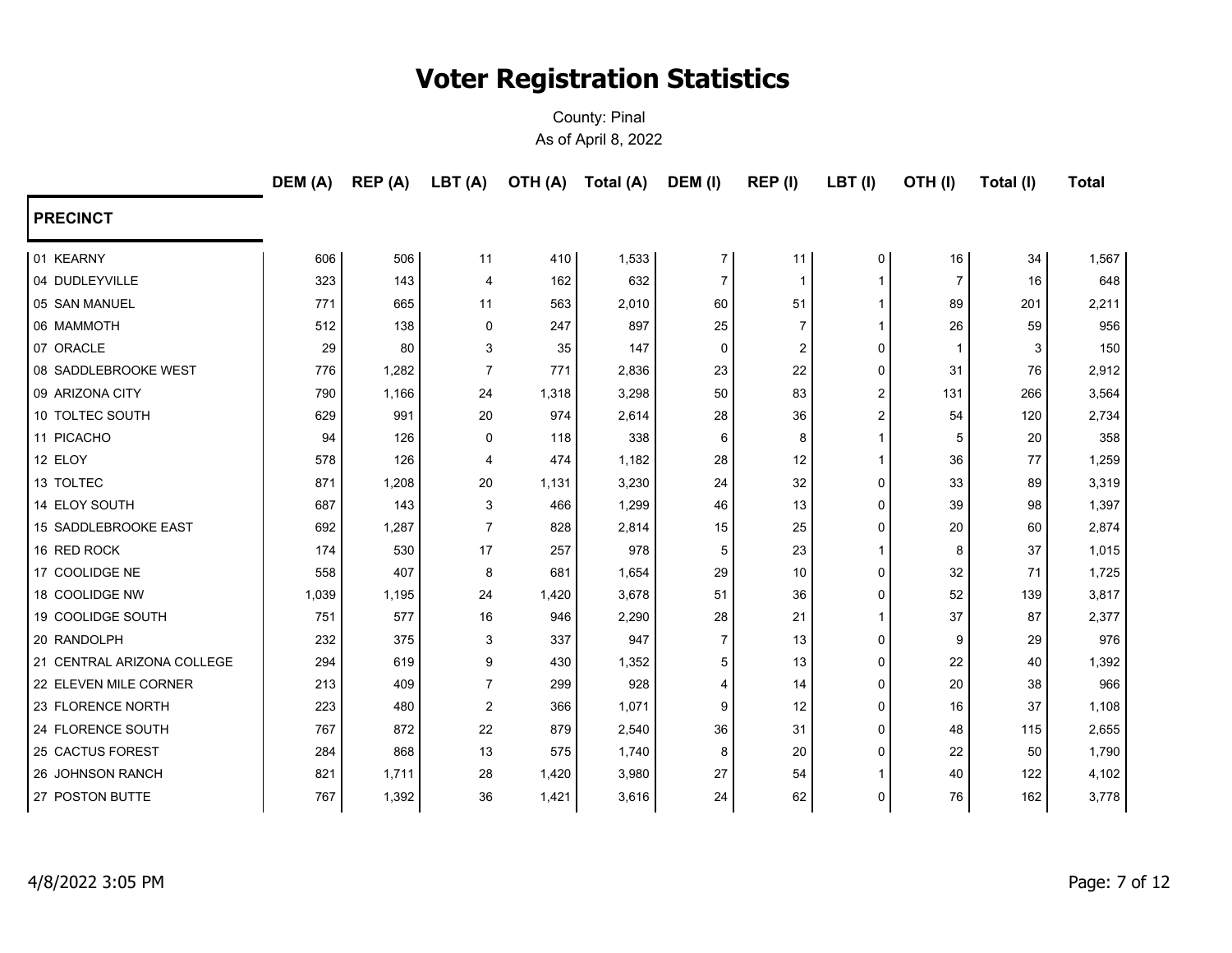# Voter Registration Statistics

County: Pinal

As of April 8, 2022

| PRECINCT | DEM (A) | REP (A) | LBT (A) | OTH (A) | Total (A) | DEM (I) | REP (I) | LBT (I) | OTH (I) | Total (I) | Total |
|---|---|---|---|---|---|---|---|---|---|---|---|
| 01 KEARNY | 606 | 506 | 11 | 410 | 1,533 | 7 | 11 | 0 | 16 | 34 | 1,567 |
| 04 DUDLEYVILLE | 323 | 143 | 4 | 162 | 632 | 7 | 1 | 1 | 7 | 16 | 648 |
| 05 SAN MANUEL | 771 | 665 | 11 | 563 | 2,010 | 60 | 51 | 1 | 89 | 201 | 2,211 |
| 06 MAMMOTH | 512 | 138 | 0 | 247 | 897 | 25 | 7 | 1 | 26 | 59 | 956 |
| 07 ORACLE | 29 | 80 | 3 | 35 | 147 | 0 | 2 | 0 | 1 | 3 | 150 |
| 08 SADDLEBROOKE WEST | 776 | 1,282 | 7 | 771 | 2,836 | 23 | 22 | 0 | 31 | 76 | 2,912 |
| 09 ARIZONA CITY | 790 | 1,166 | 24 | 1,318 | 3,298 | 50 | 83 | 2 | 131 | 266 | 3,564 |
| 10 TOLTEC SOUTH | 629 | 991 | 20 | 974 | 2,614 | 28 | 36 | 2 | 54 | 120 | 2,734 |
| 11 PICACHO | 94 | 126 | 0 | 118 | 338 | 6 | 8 | 1 | 5 | 20 | 358 |
| 12 ELOY | 578 | 126 | 4 | 474 | 1,182 | 28 | 12 | 1 | 36 | 77 | 1,259 |
| 13 TOLTEC | 871 | 1,208 | 20 | 1,131 | 3,230 | 24 | 32 | 0 | 33 | 89 | 3,319 |
| 14 ELOY SOUTH | 687 | 143 | 3 | 466 | 1,299 | 46 | 13 | 0 | 39 | 98 | 1,397 |
| 15 SADDLEBROOKE EAST | 692 | 1,287 | 7 | 828 | 2,814 | 15 | 25 | 0 | 20 | 60 | 2,874 |
| 16 RED ROCK | 174 | 530 | 17 | 257 | 978 | 5 | 23 | 1 | 8 | 37 | 1,015 |
| 17 COOLIDGE NE | 558 | 407 | 8 | 681 | 1,654 | 29 | 10 | 0 | 32 | 71 | 1,725 |
| 18 COOLIDGE NW | 1,039 | 1,195 | 24 | 1,420 | 3,678 | 51 | 36 | 0 | 52 | 139 | 3,817 |
| 19 COOLIDGE SOUTH | 751 | 577 | 16 | 946 | 2,290 | 28 | 21 | 1 | 37 | 87 | 2,377 |
| 20 RANDOLPH | 232 | 375 | 3 | 337 | 947 | 7 | 13 | 0 | 9 | 29 | 976 |
| 21 CENTRAL ARIZONA COLLEGE | 294 | 619 | 9 | 430 | 1,352 | 5 | 13 | 0 | 22 | 40 | 1,392 |
| 22 ELEVEN MILE CORNER | 213 | 409 | 7 | 299 | 928 | 4 | 14 | 0 | 20 | 38 | 966 |
| 23 FLORENCE NORTH | 223 | 480 | 2 | 366 | 1,071 | 9 | 12 | 0 | 16 | 37 | 1,108 |
| 24 FLORENCE SOUTH | 767 | 872 | 22 | 879 | 2,540 | 36 | 31 | 0 | 48 | 115 | 2,655 |
| 25 CACTUS FOREST | 284 | 868 | 13 | 575 | 1,740 | 8 | 20 | 0 | 22 | 50 | 1,790 |
| 26 JOHNSON RANCH | 821 | 1,711 | 28 | 1,420 | 3,980 | 27 | 54 | 1 | 40 | 122 | 4,102 |
| 27 POSTON BUTTE | 767 | 1,392 | 36 | 1,421 | 3,616 | 24 | 62 | 0 | 76 | 162 | 3,778 |

4/8/2022 3:05 PM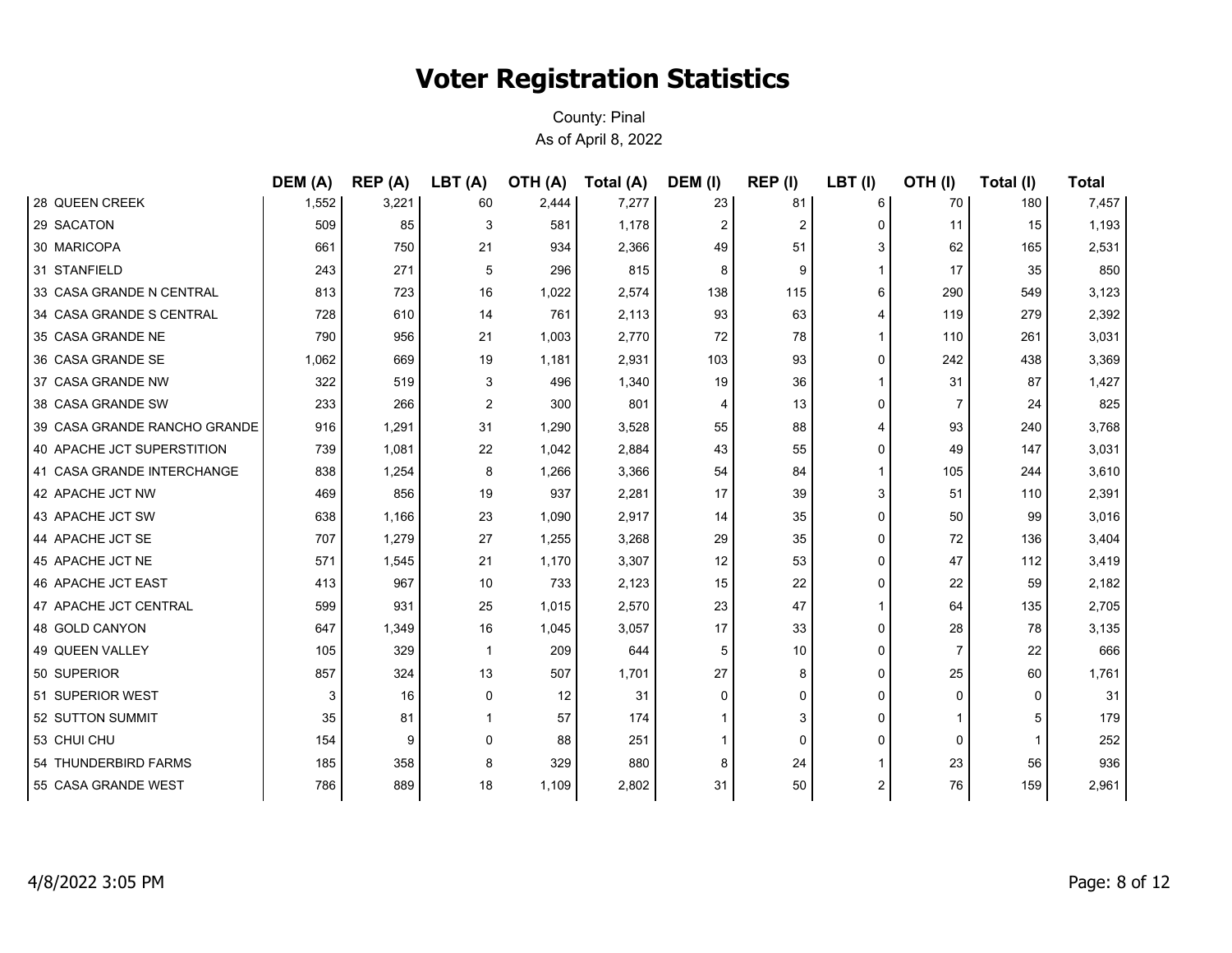# Voter Registration Statistics

County: Pinal
As of April 8, 2022

| | DEM (A) | REP (A) | LBT (A) | OTH (A) | Total (A) | DEM (I) | REP (I) | LBT (I) | OTH (I) | Total (I) | Total |
|---|---|---|---|---|---|---|---|---|---|---|---|
| 28 QUEEN CREEK | 1,552 | 3,221 | 60 | 2,444 | 7,277 | 23 | 81 | 6 | 70 | 180 | 7,457 |
| 29 SACATON | 509 | 85 | 3 | 581 | 1,178 | 2 | 2 | 0 | 11 | 15 | 1,193 |
| 30 MARICOPA | 661 | 750 | 21 | 934 | 2,366 | 49 | 51 | 3 | 62 | 165 | 2,531 |
| 31 STANFIELD | 243 | 271 | 5 | 296 | 815 | 8 | 9 | 1 | 17 | 35 | 850 |
| 33 CASA GRANDE N CENTRAL | 813 | 723 | 16 | 1,022 | 2,574 | 138 | 115 | 6 | 290 | 549 | 3,123 |
| 34 CASA GRANDE S CENTRAL | 728 | 610 | 14 | 761 | 2,113 | 93 | 63 | 4 | 119 | 279 | 2,392 |
| 35 CASA GRANDE NE | 790 | 956 | 21 | 1,003 | 2,770 | 72 | 78 | 1 | 110 | 261 | 3,031 |
| 36 CASA GRANDE SE | 1,062 | 669 | 19 | 1,181 | 2,931 | 103 | 93 | 0 | 242 | 438 | 3,369 |
| 37 CASA GRANDE NW | 322 | 519 | 3 | 496 | 1,340 | 19 | 36 | 1 | 31 | 87 | 1,427 |
| 38 CASA GRANDE SW | 233 | 266 | 2 | 300 | 801 | 4 | 13 | 0 | 7 | 24 | 825 |
| 39 CASA GRANDE RANCHO GRANDE | 916 | 1,291 | 31 | 1,290 | 3,528 | 55 | 88 | 4 | 93 | 240 | 3,768 |
| 40 APACHE JCT SUPERSTITION | 739 | 1,081 | 22 | 1,042 | 2,884 | 43 | 55 | 0 | 49 | 147 | 3,031 |
| 41 CASA GRANDE INTERCHANGE | 838 | 1,254 | 8 | 1,266 | 3,366 | 54 | 84 | 1 | 105 | 244 | 3,610 |
| 42 APACHE JCT NW | 469 | 856 | 19 | 937 | 2,281 | 17 | 39 | 3 | 51 | 110 | 2,391 |
| 43 APACHE JCT SW | 638 | 1,166 | 23 | 1,090 | 2,917 | 14 | 35 | 0 | 50 | 99 | 3,016 |
| 44 APACHE JCT SE | 707 | 1,279 | 27 | 1,255 | 3,268 | 29 | 35 | 0 | 72 | 136 | 3,404 |
| 45 APACHE JCT NE | 571 | 1,545 | 21 | 1,170 | 3,307 | 12 | 53 | 0 | 47 | 112 | 3,419 |
| 46 APACHE JCT EAST | 413 | 967 | 10 | 733 | 2,123 | 15 | 22 | 0 | 22 | 59 | 2,182 |
| 47 APACHE JCT CENTRAL | 599 | 931 | 25 | 1,015 | 2,570 | 23 | 47 | 1 | 64 | 135 | 2,705 |
| 48 GOLD CANYON | 647 | 1,349 | 16 | 1,045 | 3,057 | 17 | 33 | 0 | 28 | 78 | 3,135 |
| 49 QUEEN VALLEY | 105 | 329 | 1 | 209 | 644 | 5 | 10 | 0 | 7 | 22 | 666 |
| 50 SUPERIOR | 857 | 324 | 13 | 507 | 1,701 | 27 | 8 | 0 | 25 | 60 | 1,761 |
| 51 SUPERIOR WEST | 3 | 16 | 0 | 12 | 31 | 0 | 0 | 0 | 0 | 0 | 31 |
| 52 SUTTON SUMMIT | 35 | 81 | 1 | 57 | 174 | 1 | 3 | 0 | 1 | 5 | 179 |
| 53 CHUI CHU | 154 | 9 | 0 | 88 | 251 | 1 | 0 | 0 | 0 | 1 | 252 |
| 54 THUNDERBIRD FARMS | 185 | 358 | 8 | 329 | 880 | 8 | 24 | 1 | 23 | 56 | 936 |
| 55 CASA GRANDE WEST | 786 | 889 | 18 | 1,109 | 2,802 | 31 | 50 | 2 | 76 | 159 | 2,961 |

4/8/2022 3:05 PM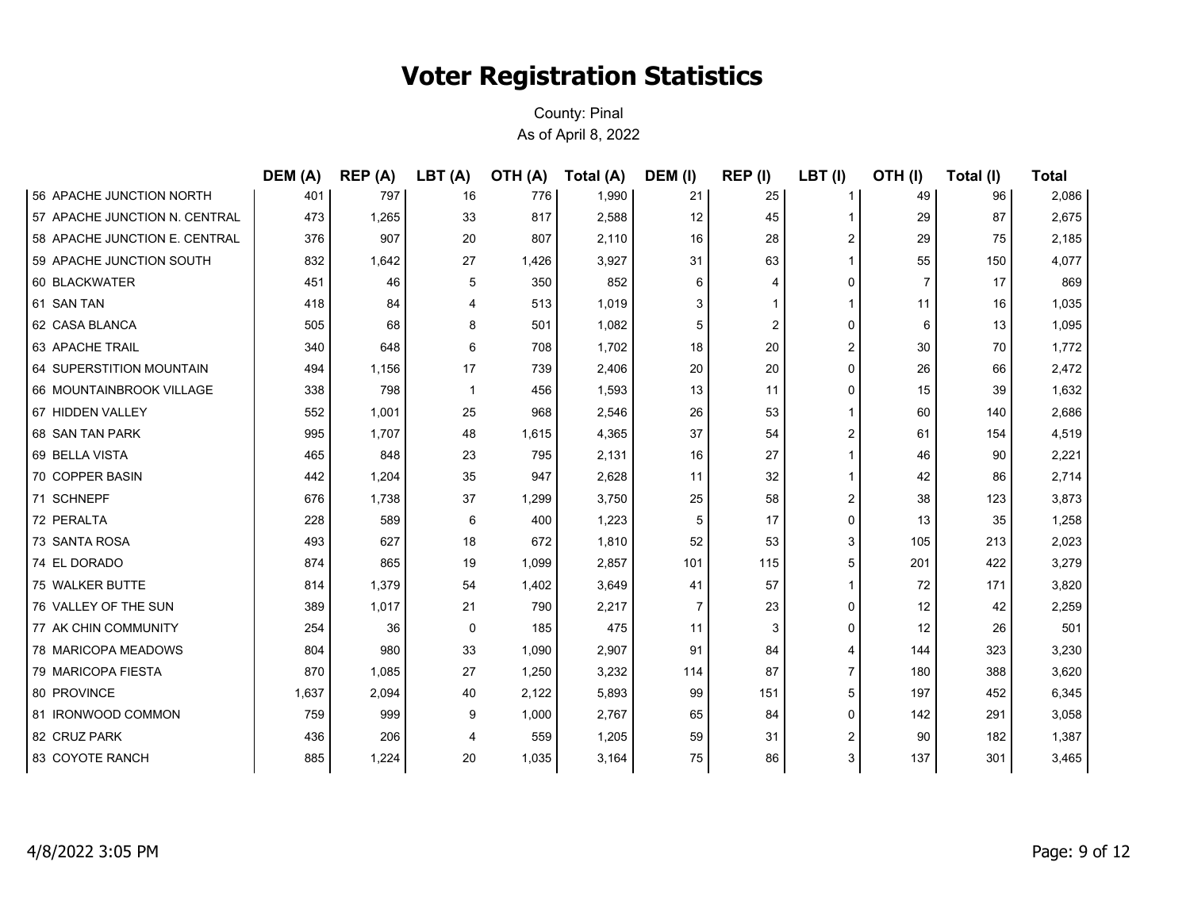# Voter Registration Statistics

County: Pinal
As of April 8, 2022

| | DEM (A) | REP (A) | LBT (A) | OTH (A) | Total (A) | DEM (I) | REP (I) | LBT (I) | OTH (I) | Total (I) | Total |
|---|---|---|---|---|---|---|---|---|---|---|---|
| 56 APACHE JUNCTION NORTH | 401 | 797 | 16 | 776 | 1,990 | 21 | 25 | 1 | 49 | 96 | 2,086 |
| 57 APACHE JUNCTION N. CENTRAL | 473 | 1,265 | 33 | 817 | 2,588 | 12 | 45 | 1 | 29 | 87 | 2,675 |
| 58 APACHE JUNCTION E. CENTRAL | 376 | 907 | 20 | 807 | 2,110 | 16 | 28 | 2 | 29 | 75 | 2,185 |
| 59 APACHE JUNCTION SOUTH | 832 | 1,642 | 27 | 1,426 | 3,927 | 31 | 63 | 1 | 55 | 150 | 4,077 |
| 60 BLACKWATER | 451 | 46 | 5 | 350 | 852 | 6 | 4 | 0 | 7 | 17 | 869 |
| 61 SAN TAN | 418 | 84 | 4 | 513 | 1,019 | 3 | 1 | 1 | 11 | 16 | 1,035 |
| 62 CASA BLANCA | 505 | 68 | 8 | 501 | 1,082 | 5 | 2 | 0 | 6 | 13 | 1,095 |
| 63 APACHE TRAIL | 340 | 648 | 6 | 708 | 1,702 | 18 | 20 | 2 | 30 | 70 | 1,772 |
| 64 SUPERSTITION MOUNTAIN | 494 | 1,156 | 17 | 739 | 2,406 | 20 | 20 | 0 | 26 | 66 | 2,472 |
| 66 MOUNTAINBROOK VILLAGE | 338 | 798 | 1 | 456 | 1,593 | 13 | 11 | 0 | 15 | 39 | 1,632 |
| 67 HIDDEN VALLEY | 552 | 1,001 | 25 | 968 | 2,546 | 26 | 53 | 1 | 60 | 140 | 2,686 |
| 68 SAN TAN PARK | 995 | 1,707 | 48 | 1,615 | 4,365 | 37 | 54 | 2 | 61 | 154 | 4,519 |
| 69 BELLA VISTA | 465 | 848 | 23 | 795 | 2,131 | 16 | 27 | 1 | 46 | 90 | 2,221 |
| 70 COPPER BASIN | 442 | 1,204 | 35 | 947 | 2,628 | 11 | 32 | 1 | 42 | 86 | 2,714 |
| 71 SCHNEPF | 676 | 1,738 | 37 | 1,299 | 3,750 | 25 | 58 | 2 | 38 | 123 | 3,873 |
| 72 PERALTA | 228 | 589 | 6 | 400 | 1,223 | 5 | 17 | 0 | 13 | 35 | 1,258 |
| 73 SANTA ROSA | 493 | 627 | 18 | 672 | 1,810 | 52 | 53 | 3 | 105 | 213 | 2,023 |
| 74 EL DORADO | 874 | 865 | 19 | 1,099 | 2,857 | 101 | 115 | 5 | 201 | 422 | 3,279 |
| 75 WALKER BUTTE | 814 | 1,379 | 54 | 1,402 | 3,649 | 41 | 57 | 1 | 72 | 171 | 3,820 |
| 76 VALLEY OF THE SUN | 389 | 1,017 | 21 | 790 | 2,217 | 7 | 23 | 0 | 12 | 42 | 2,259 |
| 77 AK CHIN COMMUNITY | 254 | 36 | 0 | 185 | 475 | 11 | 3 | 0 | 12 | 26 | 501 |
| 78 MARICOPA MEADOWS | 804 | 980 | 33 | 1,090 | 2,907 | 91 | 84 | 4 | 144 | 323 | 3,230 |
| 79 MARICOPA FIESTA | 870 | 1,085 | 27 | 1,250 | 3,232 | 114 | 87 | 7 | 180 | 388 | 3,620 |
| 80 PROVINCE | 1,637 | 2,094 | 40 | 2,122 | 5,893 | 99 | 151 | 5 | 197 | 452 | 6,345 |
| 81 IRONWOOD COMMON | 759 | 999 | 9 | 1,000 | 2,767 | 65 | 84 | 0 | 142 | 291 | 3,058 |
| 82 CRUZ PARK | 436 | 206 | 4 | 559 | 1,205 | 59 | 31 | 2 | 90 | 182 | 1,387 |
| 83 COYOTE RANCH | 885 | 1,224 | 20 | 1,035 | 3,164 | 75 | 86 | 3 | 137 | 301 | 3,465 |

4/8/2022 3:05 PM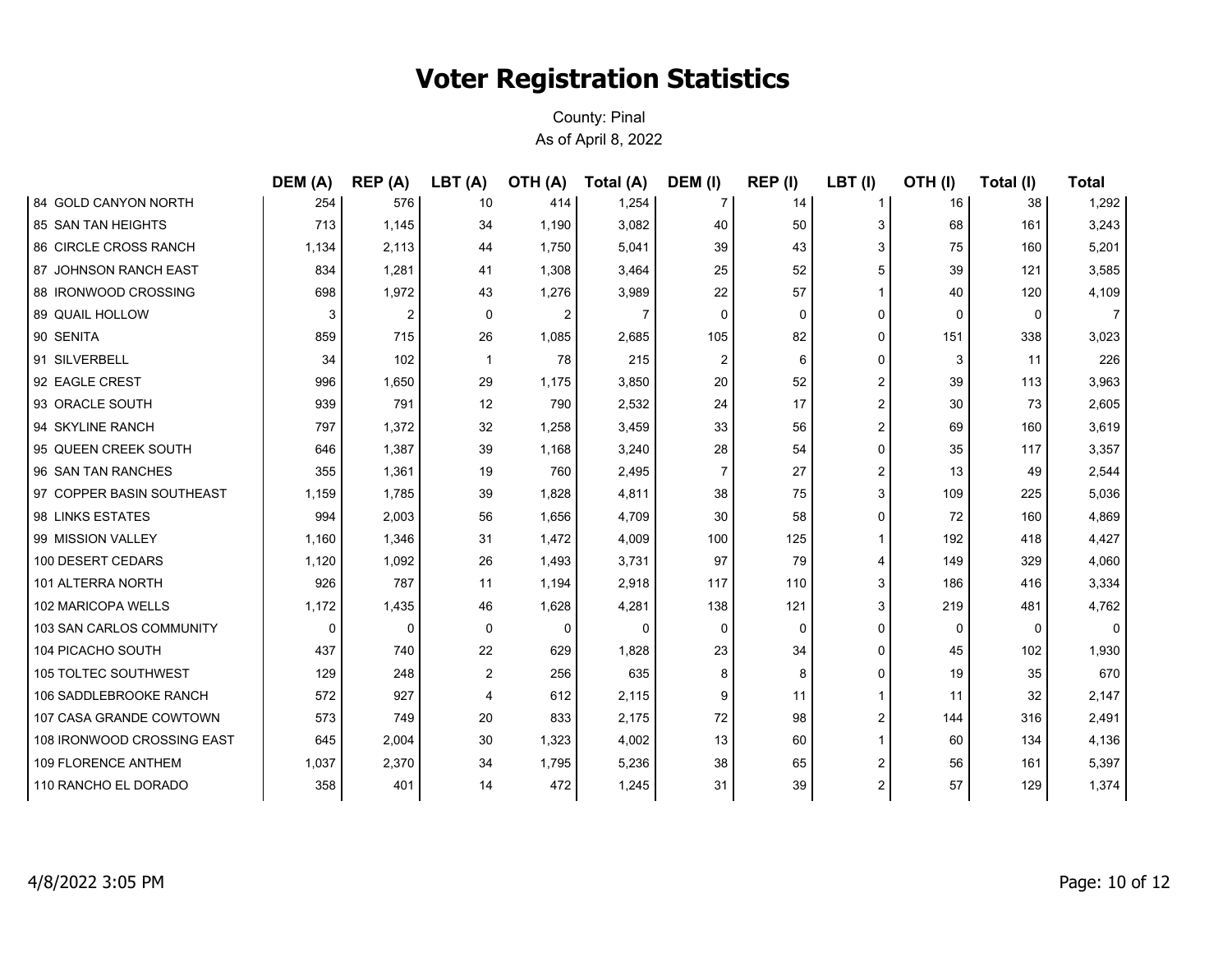# Voter Registration Statistics

County: Pinal
As of April 8, 2022

| | DEM (A) | REP (A) | LBT (A) | OTH (A) | Total (A) | DEM (I) | REP (I) | LBT (I) | OTH (I) | Total (I) | Total |
|---|---|---|---|---|---|---|---|---|---|---|---|
| 84 GOLD CANYON NORTH | 254 | 576 | 10 | 414 | 1,254 | 7 | 14 | 1 | 16 | 38 | 1,292 |
| 85 SAN TAN HEIGHTS | 713 | 1,145 | 34 | 1,190 | 3,082 | 40 | 50 | 3 | 68 | 161 | 3,243 |
| 86 CIRCLE CROSS RANCH | 1,134 | 2,113 | 44 | 1,750 | 5,041 | 39 | 43 | 3 | 75 | 160 | 5,201 |
| 87 JOHNSON RANCH EAST | 834 | 1,281 | 41 | 1,308 | 3,464 | 25 | 52 | 5 | 39 | 121 | 3,585 |
| 88 IRONWOOD CROSSING | 698 | 1,972 | 43 | 1,276 | 3,989 | 22 | 57 | 1 | 40 | 120 | 4,109 |
| 89 QUAIL HOLLOW | 3 | 2 | 0 | 2 | 7 | 0 | 0 | 0 | 0 | 0 | 7 |
| 90 SENITA | 859 | 715 | 26 | 1,085 | 2,685 | 105 | 82 | 0 | 151 | 338 | 3,023 |
| 91 SILVERBELL | 34 | 102 | 1 | 78 | 215 | 2 | 6 | 0 | 3 | 11 | 226 |
| 92 EAGLE CREST | 996 | 1,650 | 29 | 1,175 | 3,850 | 20 | 52 | 2 | 39 | 113 | 3,963 |
| 93 ORACLE SOUTH | 939 | 791 | 12 | 790 | 2,532 | 24 | 17 | 2 | 30 | 73 | 2,605 |
| 94 SKYLINE RANCH | 797 | 1,372 | 32 | 1,258 | 3,459 | 33 | 56 | 2 | 69 | 160 | 3,619 |
| 95 QUEEN CREEK SOUTH | 646 | 1,387 | 39 | 1,168 | 3,240 | 28 | 54 | 0 | 35 | 117 | 3,357 |
| 96 SAN TAN RANCHES | 355 | 1,361 | 19 | 760 | 2,495 | 7 | 27 | 2 | 13 | 49 | 2,544 |
| 97 COPPER BASIN SOUTHEAST | 1,159 | 1,785 | 39 | 1,828 | 4,811 | 38 | 75 | 3 | 109 | 225 | 5,036 |
| 98 LINKS ESTATES | 994 | 2,003 | 56 | 1,656 | 4,709 | 30 | 58 | 0 | 72 | 160 | 4,869 |
| 99 MISSION VALLEY | 1,160 | 1,346 | 31 | 1,472 | 4,009 | 100 | 125 | 1 | 192 | 418 | 4,427 |
| 100 DESERT CEDARS | 1,120 | 1,092 | 26 | 1,493 | 3,731 | 97 | 79 | 4 | 149 | 329 | 4,060 |
| 101 ALTERRA NORTH | 926 | 787 | 11 | 1,194 | 2,918 | 117 | 110 | 3 | 186 | 416 | 3,334 |
| 102 MARICOPA WELLS | 1,172 | 1,435 | 46 | 1,628 | 4,281 | 138 | 121 | 3 | 219 | 481 | 4,762 |
| 103 SAN CARLOS COMMUNITY | 0 | 0 | 0 | 0 | 0 | 0 | 0 | 0 | 0 | 0 | 0 |
| 104 PICACHO SOUTH | 437 | 740 | 22 | 629 | 1,828 | 23 | 34 | 0 | 45 | 102 | 1,930 |
| 105 TOLTEC SOUTHWEST | 129 | 248 | 2 | 256 | 635 | 8 | 8 | 0 | 19 | 35 | 670 |
| 106 SADDLEBROOKE RANCH | 572 | 927 | 4 | 612 | 2,115 | 9 | 11 | 1 | 11 | 32 | 2,147 |
| 107 CASA GRANDE COWTOWN | 573 | 749 | 20 | 833 | 2,175 | 72 | 98 | 2 | 144 | 316 | 2,491 |
| 108 IRONWOOD CROSSING EAST | 645 | 2,004 | 30 | 1,323 | 4,002 | 13 | 60 | 1 | 60 | 134 | 4,136 |
| 109 FLORENCE ANTHEM | 1,037 | 2,370 | 34 | 1,795 | 5,236 | 38 | 65 | 2 | 56 | 161 | 5,397 |
| 110 RANCHO EL DORADO | 358 | 401 | 14 | 472 | 1,245 | 31 | 39 | 2 | 57 | 129 | 1,374 |

4/8/2022 3:05 PM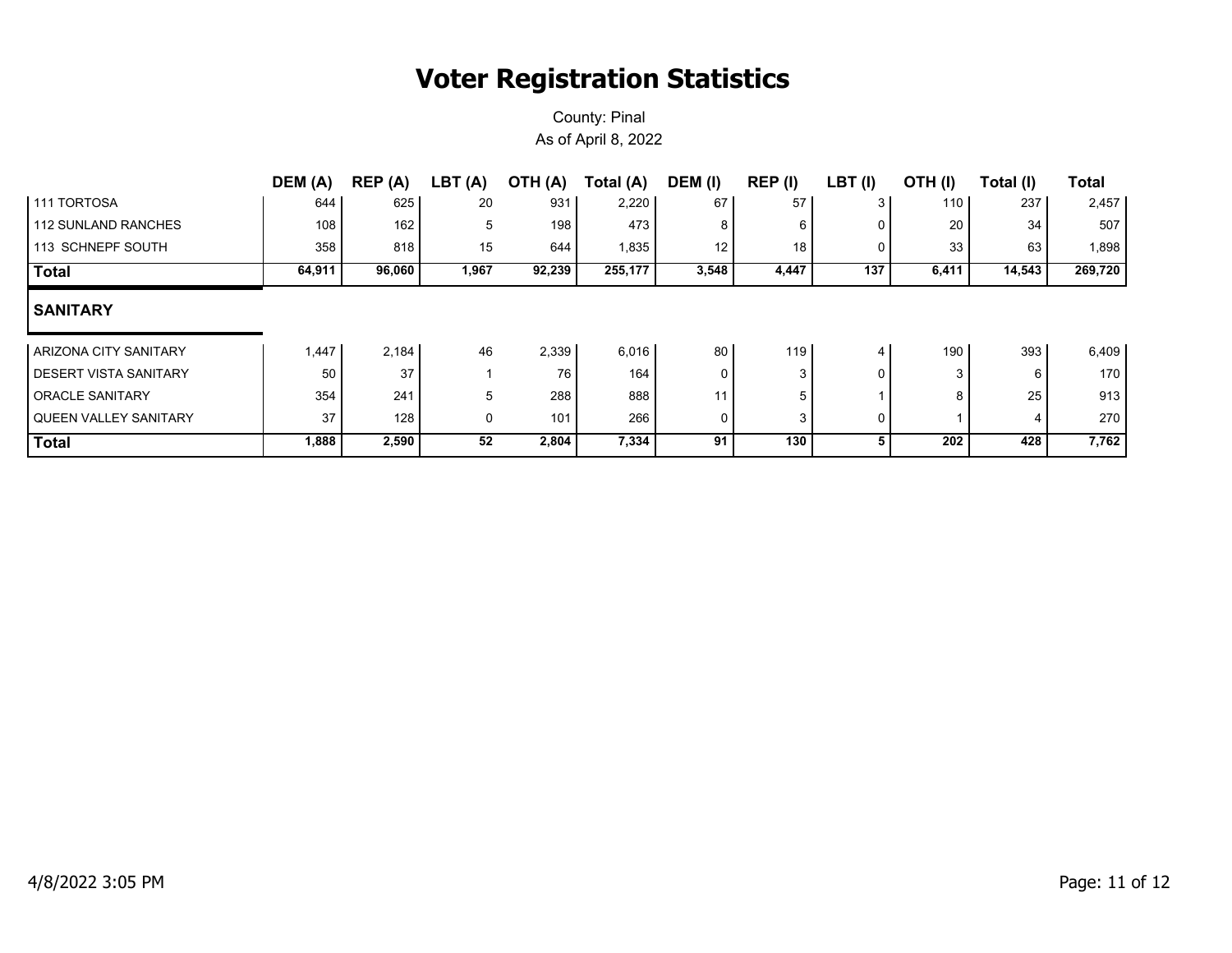# Voter Registration Statistics

County: Pinal

As of April 8, 2022

| | DEM (A) | REP (A) | LBT (A) | OTH (A) | Total (A) | DEM (I) | REP (I) | LBT (I) | OTH (I) | Total (I) | Total |
|---|---|---|---|---|---|---|---|---|---|---|---|
| 111 TORTOSA | 644 | 625 | 20 | 931 | 2,220 | 67 | 57 | 3 | 110 | 237 | 2,457 |
| 112 SUNLAND RANCHES | 108 | 162 | 5 | 198 | 473 | 8 | 6 | 0 | 20 | 34 | 507 |
| 113 SCHNEPF SOUTH | 358 | 818 | 15 | 644 | 1,835 | 12 | 18 | 0 | 33 | 63 | 1,898 |
| **Total** | **64,911** | **96,060** | **1,967** | **92,239** | **255,177** | **3,548** | **4,447** | **137** | **6,411** | **14,543** | **269,720** |

## SANITARY

| | DEM (A) | REP (A) | LBT (A) | OTH (A) | Total (A) | DEM (I) | REP (I) | LBT (I) | OTH (I) | Total (I) | Total |
|---|---|---|---|---|---|---|---|---|---|---|---|
| ARIZONA CITY SANITARY | 1,447 | 2,184 | 46 | 2,339 | 6,016 | 80 | 119 | 4 | 190 | 393 | 6,409 |
| DESERT VISTA SANITARY | 50 | 37 | 1 | 76 | 164 | 0 | 3 | 0 | 3 | 6 | 170 |
| ORACLE SANITARY | 354 | 241 | 5 | 288 | 888 | 11 | 5 | 1 | 8 | 25 | 913 |
| QUEEN VALLEY SANITARY | 37 | 128 | 0 | 101 | 266 | 0 | 3 | 0 | 1 | 4 | 270 |
| **Total** | **1,888** | **2,590** | **52** | **2,804** | **7,334** | **91** | **130** | **5** | **202** | **428** | **7,762** |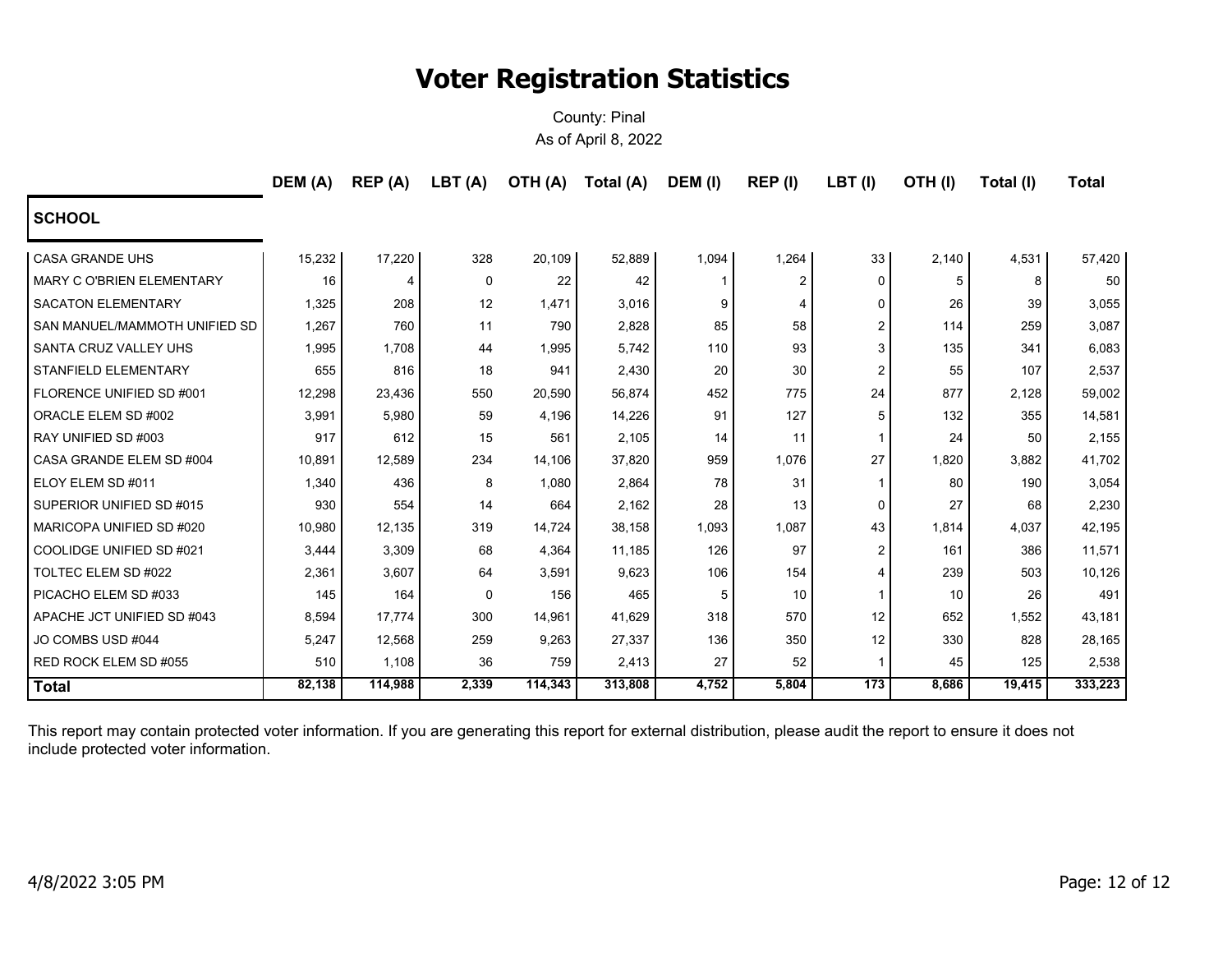# Voter Registration Statistics

County: Pinal

As of April 8, 2022

| SCHOOL | DEM (A) | REP (A) | LBT (A) | OTH (A) | Total (A) | DEM (I) | REP (I) | LBT (I) | OTH (I) | Total (I) | Total |
|---|---|---|---|---|---|---|---|---|---|---|---|
| CASA GRANDE UHS | 15,232 | 17,220 | 328 | 20,109 | 52,889 | 1,094 | 1,264 | 33 | 2,140 | 4,531 | 57,420 |
| MARY C O'BRIEN ELEMENTARY | 16 | 4 | 0 | 22 | 42 | 1 | 2 | 0 | 5 | 8 | 50 |
| SACATON ELEMENTARY | 1,325 | 208 | 12 | 1,471 | 3,016 | 9 | 4 | 0 | 26 | 39 | 3,055 |
| SAN MANUEL/MAMMOTH UNIFIED SD | 1,267 | 760 | 11 | 790 | 2,828 | 85 | 58 | 2 | 114 | 259 | 3,087 |
| SANTA CRUZ VALLEY UHS | 1,995 | 1,708 | 44 | 1,995 | 5,742 | 110 | 93 | 3 | 135 | 341 | 6,083 |
| STANFIELD ELEMENTARY | 655 | 816 | 18 | 941 | 2,430 | 20 | 30 | 2 | 55 | 107 | 2,537 |
| FLORENCE UNIFIED SD #001 | 12,298 | 23,436 | 550 | 20,590 | 56,874 | 452 | 775 | 24 | 877 | 2,128 | 59,002 |
| ORACLE ELEM SD #002 | 3,991 | 5,980 | 59 | 4,196 | 14,226 | 91 | 127 | 5 | 132 | 355 | 14,581 |
| RAY UNIFIED SD #003 | 917 | 612 | 15 | 561 | 2,105 | 14 | 11 | 1 | 24 | 50 | 2,155 |
| CASA GRANDE ELEM SD #004 | 10,891 | 12,589 | 234 | 14,106 | 37,820 | 959 | 1,076 | 27 | 1,820 | 3,882 | 41,702 |
| ELOY ELEM SD #011 | 1,340 | 436 | 8 | 1,080 | 2,864 | 78 | 31 | 1 | 80 | 190 | 3,054 |
| SUPERIOR UNIFIED SD #015 | 930 | 554 | 14 | 664 | 2,162 | 28 | 13 | 0 | 27 | 68 | 2,230 |
| MARICOPA UNIFIED SD #020 | 10,980 | 12,135 | 319 | 14,724 | 38,158 | 1,093 | 1,087 | 43 | 1,814 | 4,037 | 42,195 |
| COOLIDGE UNIFIED SD #021 | 3,444 | 3,309 | 68 | 4,364 | 11,185 | 126 | 97 | 2 | 161 | 386 | 11,571 |
| TOLTEC ELEM SD #022 | 2,361 | 3,607 | 64 | 3,591 | 9,623 | 106 | 154 | 4 | 239 | 503 | 10,126 |
| PICACHO ELEM SD #033 | 145 | 164 | 0 | 156 | 465 | 5 | 10 | 1 | 10 | 26 | 491 |
| APACHE JCT UNIFIED SD #043 | 8,594 | 17,774 | 300 | 14,961 | 41,629 | 318 | 570 | 12 | 652 | 1,552 | 43,181 |
| JO COMBS USD #044 | 5,247 | 12,568 | 259 | 9,263 | 27,337 | 136 | 350 | 12 | 330 | 828 | 28,165 |
| RED ROCK ELEM SD #055 | 510 | 1,108 | 36 | 759 | 2,413 | 27 | 52 | 1 | 45 | 125 | 2,538 |
| **Total** | **82,138** | **114,988** | **2,339** | **114,343** | **313,808** | **4,752** | **5,804** | **173** | **8,686** | **19,415** | **333,223** |

This report may contain protected voter information. If you are generating this report for external distribution, please audit the report to ensure it does not include protected voter information.

4/8/2022 3:05 PM